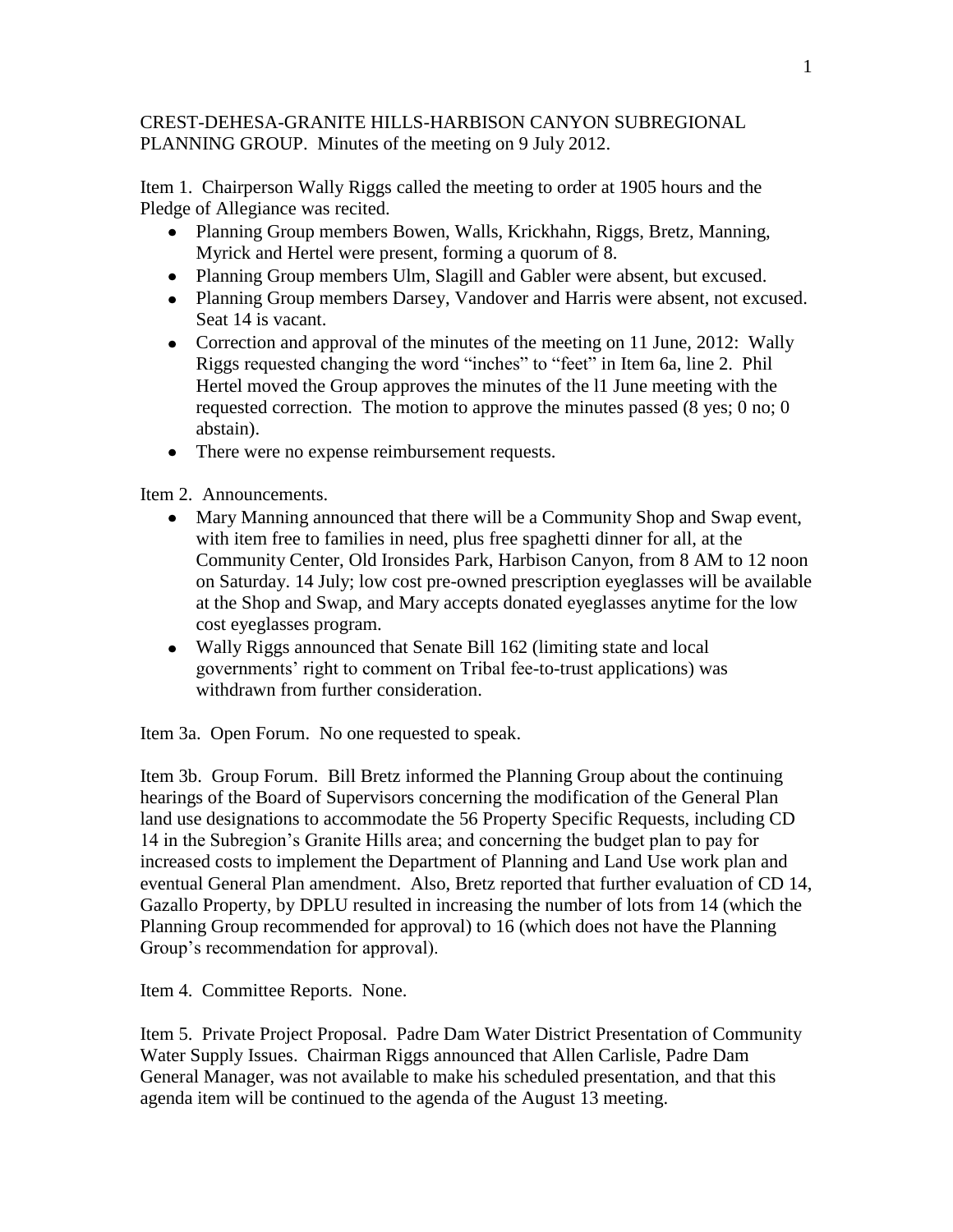CREST-DEHESA-GRANITE HILLS-HARBISON CANYON SUBREGIONAL PLANNING GROUP. Minutes of the meeting on 9 July 2012.

Item 1. Chairperson Wally Riggs called the meeting to order at 1905 hours and the Pledge of Allegiance was recited.

- Planning Group members Bowen, Walls, Krickhahn, Riggs, Bretz, Manning, Myrick and Hertel were present, forming a quorum of 8.
- Planning Group members Ulm, Slagill and Gabler were absent, but excused.
- Planning Group members Darsey, Vandover and Harris were absent, not excused. Seat 14 is vacant.
- Correction and approval of the minutes of the meeting on 11 June, 2012: Wally Riggs requested changing the word "inches" to "feet" in Item 6a, line 2. Phil Hertel moved the Group approves the minutes of the l1 June meeting with the requested correction. The motion to approve the minutes passed (8 yes; 0 no; 0 abstain).
- There were no expense reimbursement requests.

Item 2. Announcements.

- Mary Manning announced that there will be a Community Shop and Swap event, with item free to families in need, plus free spaghetti dinner for all, at the Community Center, Old Ironsides Park, Harbison Canyon, from 8 AM to 12 noon on Saturday. 14 July; low cost pre-owned prescription eyeglasses will be available at the Shop and Swap, and Mary accepts donated eyeglasses anytime for the low cost eyeglasses program.
- Wally Riggs announced that Senate Bill 162 (limiting state and local governments' right to comment on Tribal fee-to-trust applications) was withdrawn from further consideration.

Item 3a. Open Forum. No one requested to speak.

Item 3b. Group Forum. Bill Bretz informed the Planning Group about the continuing hearings of the Board of Supervisors concerning the modification of the General Plan land use designations to accommodate the 56 Property Specific Requests, including CD 14 in the Subregion's Granite Hills area; and concerning the budget plan to pay for increased costs to implement the Department of Planning and Land Use work plan and eventual General Plan amendment. Also, Bretz reported that further evaluation of CD 14, Gazallo Property, by DPLU resulted in increasing the number of lots from 14 (which the Planning Group recommended for approval) to 16 (which does not have the Planning Group's recommendation for approval).

Item 4. Committee Reports. None.

Item 5. Private Project Proposal. Padre Dam Water District Presentation of Community Water Supply Issues. Chairman Riggs announced that Allen Carlisle, Padre Dam General Manager, was not available to make his scheduled presentation, and that this agenda item will be continued to the agenda of the August 13 meeting.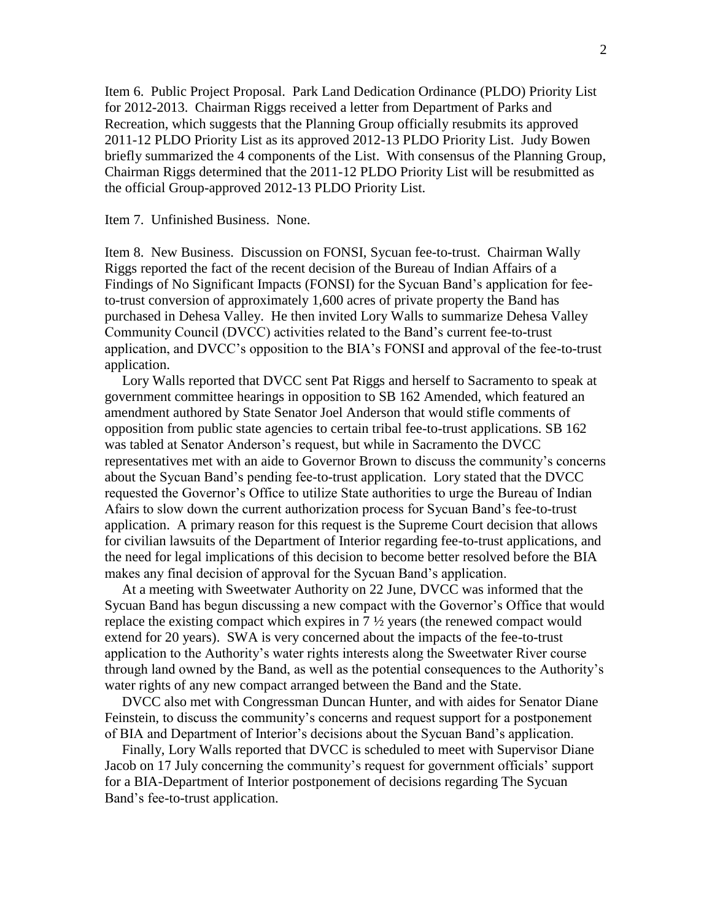Item 6. Public Project Proposal. Park Land Dedication Ordinance (PLDO) Priority List for 2012-2013. Chairman Riggs received a letter from Department of Parks and Recreation, which suggests that the Planning Group officially resubmits its approved 2011-12 PLDO Priority List as its approved 2012-13 PLDO Priority List. Judy Bowen briefly summarized the 4 components of the List. With consensus of the Planning Group, Chairman Riggs determined that the 2011-12 PLDO Priority List will be resubmitted as the official Group-approved 2012-13 PLDO Priority List.

Item 7. Unfinished Business. None.

Item 8. New Business. Discussion on FONSI, Sycuan fee-to-trust. Chairman Wally Riggs reported the fact of the recent decision of the Bureau of Indian Affairs of a Findings of No Significant Impacts (FONSI) for the Sycuan Band's application for fee-to-trust conversion of approximately 1,600 acres of private property the Band has purchased in Dehesa Valley. He then invited Lory Walls to summarize Dehesa Valley Community Council (DVCC) activities related to the Band's current fee-to-trust application, and DVCC's opposition to the BIA's FONSI and approval of the fee-to-trust application.

Lory Walls reported that DVCC sent Pat Riggs and herself to Sacramento to speak at government committee hearings in opposition to SB 162 Amended, which featured an amendment authored by State Senator Joel Anderson that would stifle comments of opposition from public state agencies to certain tribal fee-to-trust applications. SB 162 was tabled at Senator Anderson's request, but while in Sacramento the DVCC representatives met with an aide to Governor Brown to discuss the community's concerns about the Sycuan Band's pending fee-to-trust application. Lory stated that the DVCC requested the Governor's Office to utilize State authorities to urge the Bureau of Indian Afairs to slow down the current authorization process for Sycuan Band's fee-to-trust application. A primary reason for this request is the Supreme Court decision that allows for civilian lawsuits of the Department of Interior regarding fee-to-trust applications, and the need for legal implications of this decision to become better resolved before the BIA makes any final decision of approval for the Sycuan Band's application.

At a meeting with Sweetwater Authority on 22 June, DVCC was informed that the Sycuan Band has begun discussing a new compact with the Governor's Office that would replace the existing compact which expires in 7 ½ years (the renewed compact would extend for 20 years). SWA is very concerned about the impacts of the fee-to-trust application to the Authority's water rights interests along the Sweetwater River course through land owned by the Band, as well as the potential consequences to the Authority's water rights of any new compact arranged between the Band and the State.

DVCC also met with Congressman Duncan Hunter, and with aides for Senator Diane Feinstein, to discuss the community's concerns and request support for a postponement of BIA and Department of Interior's decisions about the Sycuan Band's application.

Finally, Lory Walls reported that DVCC is scheduled to meet with Supervisor Diane Jacob on 17 July concerning the community's request for government officials' support for a BIA-Department of Interior postponement of decisions regarding The Sycuan Band's fee-to-trust application.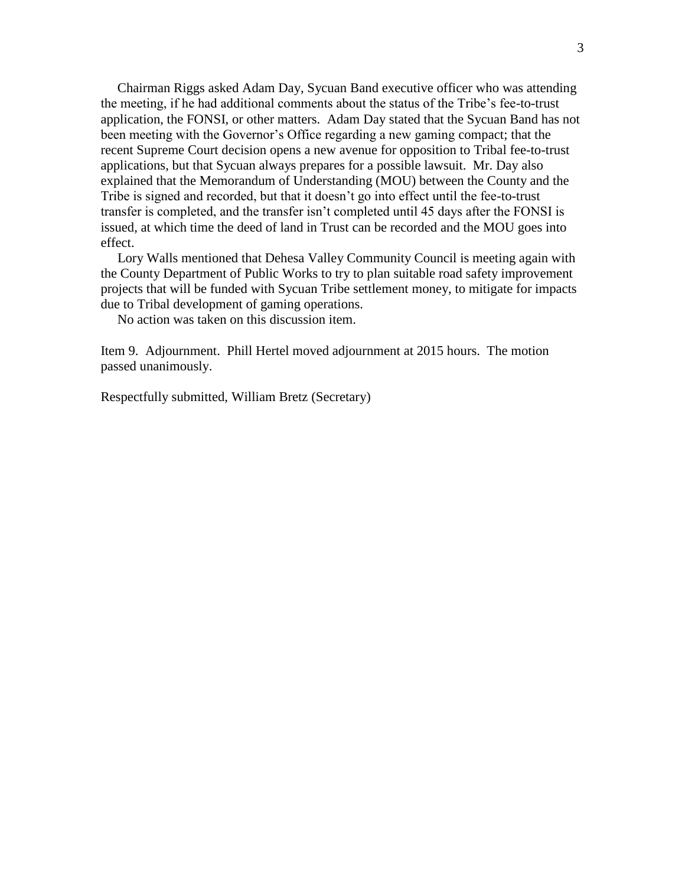Chairman Riggs asked Adam Day, Sycuan Band executive officer who was attending the meeting, if he had additional comments about the status of the Tribe's fee-to-trust application, the FONSI, or other matters. Adam Day stated that the Sycuan Band has not been meeting with the Governor's Office regarding a new gaming compact; that the recent Supreme Court decision opens a new avenue for opposition to Tribal fee-to-trust applications, but that Sycuan always prepares for a possible lawsuit. Mr. Day also explained that the Memorandum of Understanding (MOU) between the County and the Tribe is signed and recorded, but that it doesn't go into effect until the fee-to-trust transfer is completed, and the transfer isn't completed until 45 days after the FONSI is issued, at which time the deed of land in Trust can be recorded and the MOU goes into effect.

Lory Walls mentioned that Dehesa Valley Community Council is meeting again with the County Department of Public Works to try to plan suitable road safety improvement projects that will be funded with Sycuan Tribe settlement money, to mitigate for impacts due to Tribal development of gaming operations.

No action was taken on this discussion item.

Item 9. Adjournment. Phill Hertel moved adjournment at 2015 hours. The motion passed unanimously.

Respectfully submitted, William Bretz (Secretary)